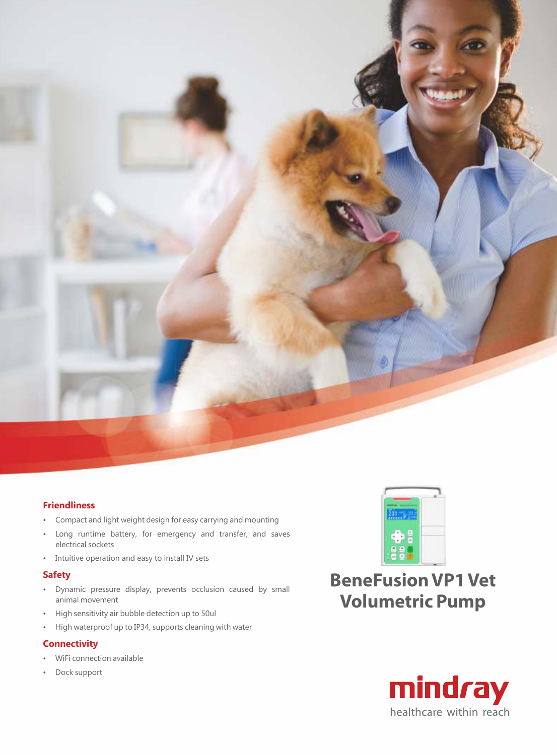# BeneFusion VP1 Vet Volumetric Pump

## Friendliness

- Compact and light weight design for easy carrying and mounting
- Long runtime battery, for emergency and transfer, and saves electrical sockets
- Intuitive operation and easy to install IV sets

## Safety

- Dynamic pressure display, prevents occlusion caused by small animal movement
- High sensitivity air bubble detection up to 50ul
- High waterproof up to IP34, supports cleaning with water

## Connectivity

- WiFi connection available
- Dock support

mindray

healthcare within reach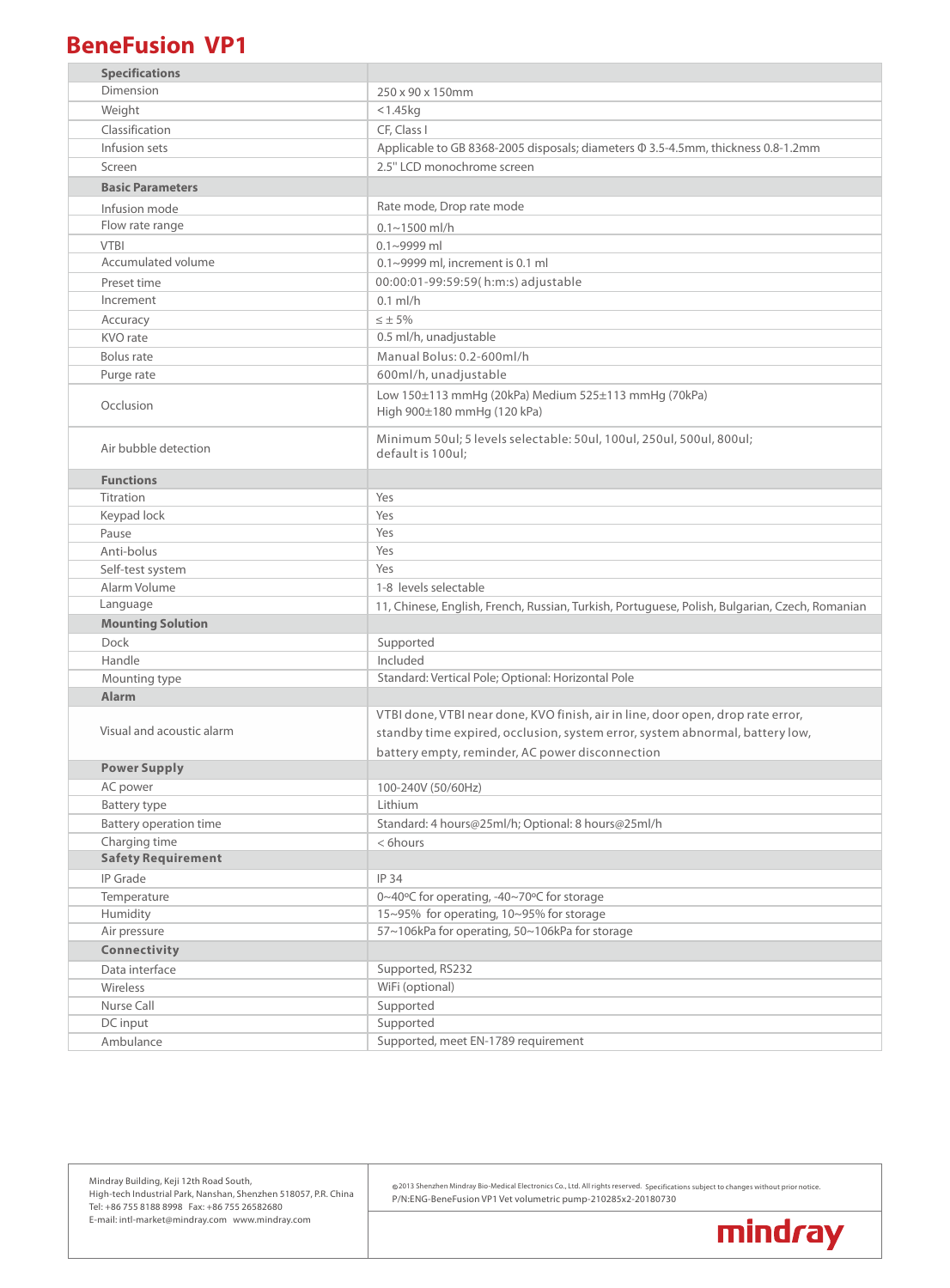# BeneFusion VP1

| | |
|---|---|
| **Specifications** | |
| Dimension | 250 x 90 x 150mm |
| Weight | <1.45kg |
| Classification | CF, Class I |
| Infusion sets | Applicable to GB 8368-2005 disposals; diameters Φ 3.5-4.5mm, thickness 0.8-1.2mm |
| Screen | 2.5" LCD monochrome screen |
| **Basic Parameters** | |
| Infusion mode | Rate mode, Drop rate mode |
| Flow rate range | 0.1~1500 ml/h |
| VTBI | 0.1~9999 ml |
| Accumulated volume | 0.1~9999 ml, increment is 0.1 ml |
| Preset time | 00:00:01-99:59:59( h:m:s) adjustable |
| Increment | 0.1 ml/h |
| Accuracy | ≤ ± 5% |
| KVO rate | 0.5 ml/h, unadjustable |
| Bolus rate | Manual Bolus: 0.2-600ml/h |
| Purge rate | 600ml/h, unadjustable |
| Occlusion | Low 150±113 mmHg (20kPa) Medium 525±113 mmHg (70kPa)<br>High 900±180 mmHg (120 kPa) |
| Air bubble detection | Minimum 50ul; 5 levels selectable: 50ul, 100ul, 250ul, 500ul, 800ul;<br>default is 100ul; |
| **Functions** | |
| Titration | Yes |
| Keypad lock | Yes |
| Pause | Yes |
| Anti-bolus | Yes |
| Self-test system | Yes |
| Alarm Volume | 1-8 levels selectable |
| Language | 11, Chinese, English, French, Russian, Turkish, Portuguese, Polish, Bulgarian, Czech, Romanian |
| **Mounting Solution** | |
| Dock | Supported |
| Handle | Included |
| Mounting type | Standard: Vertical Pole; Optional: Horizontal Pole |
| **Alarm** | |
| Visual and acoustic alarm | VTBI done, VTBI near done, KVO finish, air in line, door open, drop rate error, standby time expired, occlusion, system error, system abnormal, battery low, battery empty, reminder, AC power disconnection |
| **Power Supply** | |
| AC power | 100-240V (50/60Hz) |
| Battery type | Lithium |
| Battery operation time | Standard: 4 hours@25ml/h; Optional: 8 hours@25ml/h |
| Charging time | < 6hours |
| **Safety Requirement** | |
| IP Grade | IP 34 |
| Temperature | 0~40ºC for operating, -40~70ºC for storage |
| Humidity | 15~95% for operating, 10~95% for storage |
| Air pressure | 57~106kPa for operating, 50~106kPa for storage |
| **Connectivity** | |
| Data interface | Supported, RS232 |
| Wireless | WiFi (optional) |
| Nurse Call | Supported |
| DC input | Supported |
| Ambulance | Supported, meet EN-1789 requirement |

Mindray Building, Keji 12th Road South,
High-tech Industrial Park, Nanshan, Shenzhen 518057, P.R. China
Tel: +86 755 8188 8998 Fax: +86 755 26582680
E-mail: intl-market@mindray.com www.mindray.com

©2013 Shenzhen Mindray Bio-Medical Electronics Co., Ltd. All rights reserved. Specifications subject to changes without prior notice.
P/N:ENG-BeneFusion VP1 Vet volumetric pump-210285x2-20180730

mindray